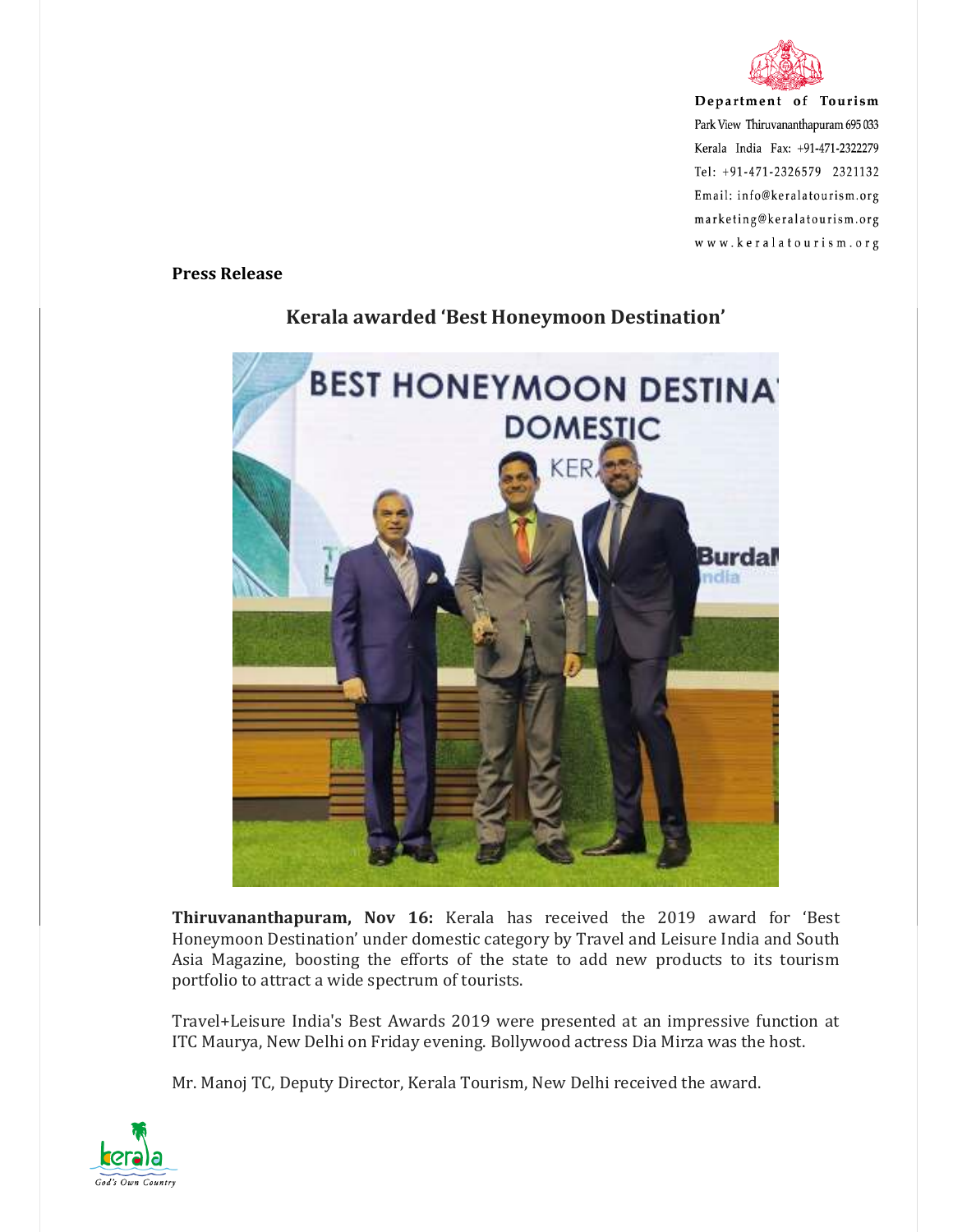Department of Tourism
Park View Thiruvananthapuram 695 033
Kerala India Fax: +91-471-2322279
Tel: +91-471-2326579 2321132
Email: info@keralatourism.org
marketing@keralatourism.org
www.keralatourism.org

**Press Release**

## Kerala awarded 'Best Honeymoon Destination'

**Thiruvananthapuram, Nov 16:** Kerala has received the 2019 award for 'Best Honeymoon Destination' under domestic category by Travel and Leisure India and South Asia Magazine, boosting the efforts of the state to add new products to its tourism portfolio to attract a wide spectrum of tourists.

Travel+Leisure India's Best Awards 2019 were presented at an impressive function at ITC Maurya, New Delhi on Friday evening. Bollywood actress Dia Mirza was the host.

Mr. Manoj TC, Deputy Director, Kerala Tourism, New Delhi received the award.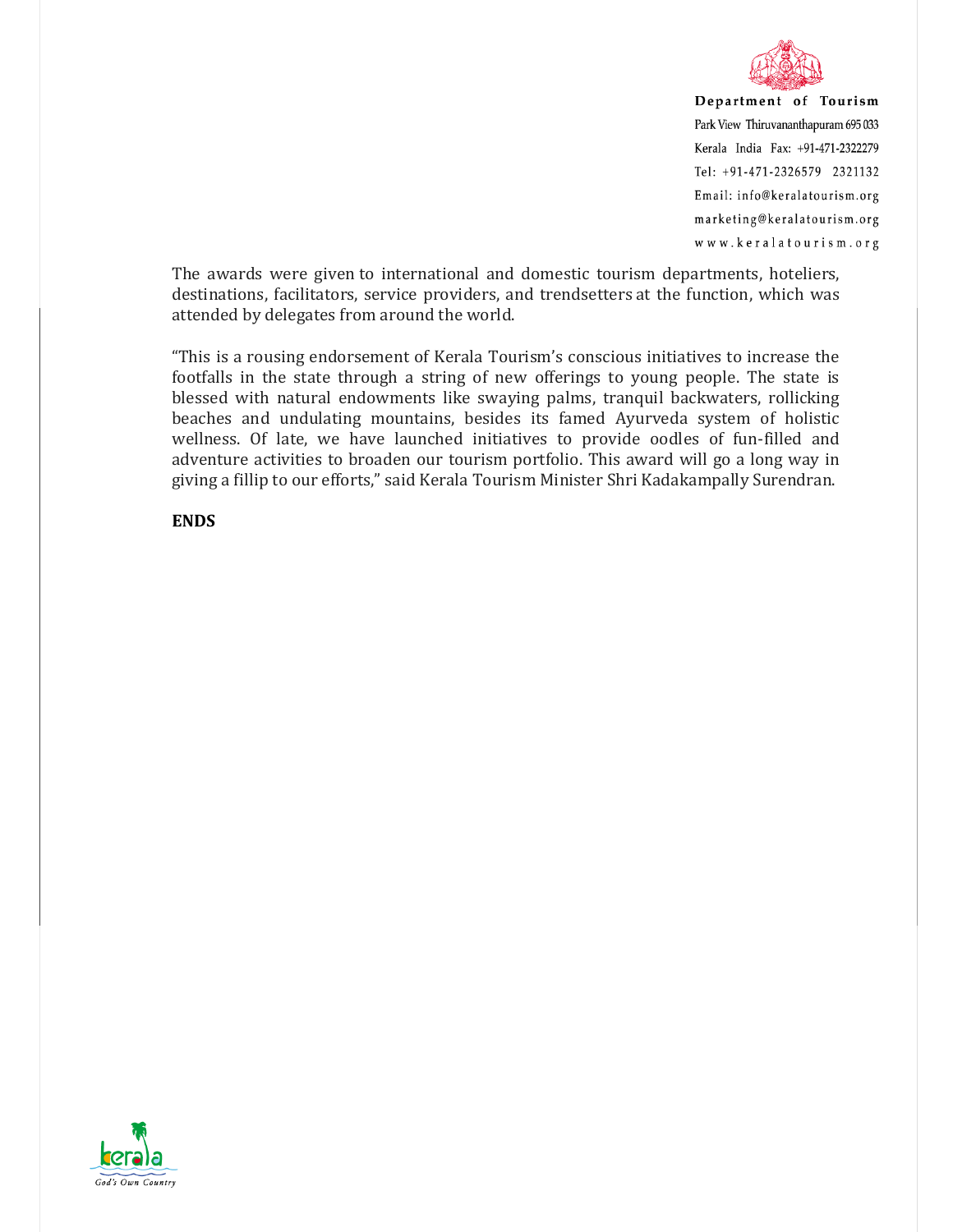The awards were given to international and domestic tourism departments, hoteliers, destinations, facilitators, service providers, and trendsetters at the function, which was attended by delegates from around the world.

"This is a rousing endorsement of Kerala Tourism's conscious initiatives to increase the footfalls in the state through a string of new offerings to young people. The state is blessed with natural endowments like swaying palms, tranquil backwaters, rollicking beaches and undulating mountains, besides its famed Ayurveda system of holistic wellness. Of late, we have launched initiatives to provide oodles of fun-filled and adventure activities to broaden our tourism portfolio. This award will go a long way in giving a fillip to our efforts," said Kerala Tourism Minister Shri Kadakampally Surendran.

**ENDS**